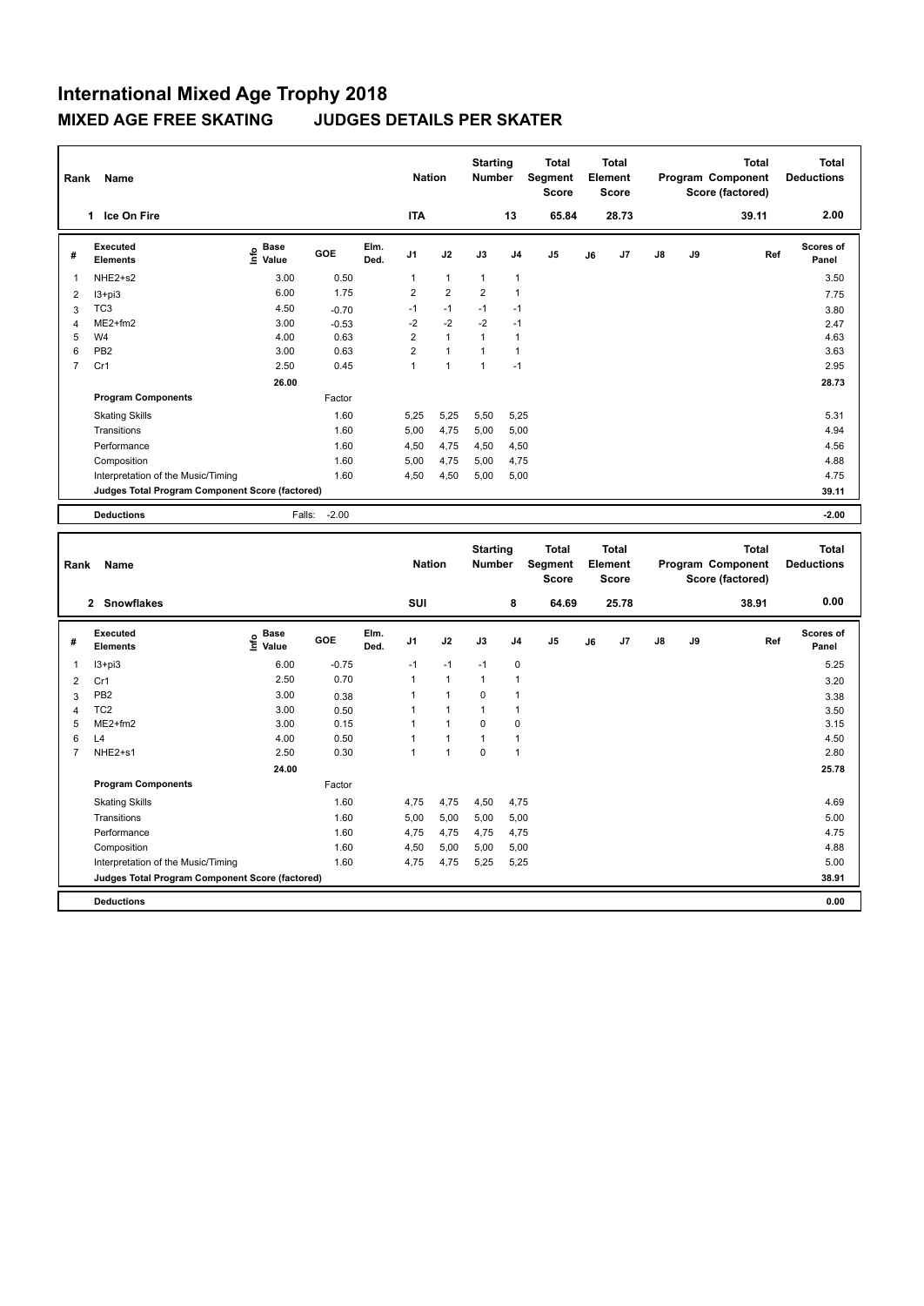# International Mixed Age Trophy 2018

## MIXED AGE FREE SKATING JUDGES DETAILS PER SKATER

| Rank | Name | Nation | Starting Number | Total Segment Score | Total Element Score | Total Program Component Score (factored) | Total Deductions |
|---|---|---|---|---|---|---|---|
| 1 | Ice On Fire | ITA | 13 | 65.84 | 28.73 | 39.11 | 2.00 |

| # | Executed Elements | Info | Base Value | GOE | Elm. Ded. | J1 | J2 | J3 | J4 | J5 | J6 | J7 | J8 | J9 | Ref | Scores of Panel |
|---|---|---|---|---|---|---|---|---|---|---|---|---|---|---|---|---|
| 1 | NHE2+s2 | | 3.00 | 0.50 | | 1 | 1 | 1 | 1 | | | | | | | 3.50 |
| 2 | I3+pi3 | | 6.00 | 1.75 | | 2 | 2 | 2 | 1 | | | | | | | 7.75 |
| 3 | TC3 | | 4.50 | -0.70 | | -1 | -1 | -1 | -1 | | | | | | | 3.80 |
| 4 | ME2+fm2 | | 3.00 | -0.53 | | -2 | -2 | -2 | -1 | | | | | | | 2.47 |
| 5 | W4 | | 4.00 | 0.63 | | 2 | 1 | 1 | 1 | | | | | | | 4.63 |
| 6 | PB2 | | 3.00 | 0.63 | | 2 | 1 | 1 | 1 | | | | | | | 3.63 |
| 7 | Cr1 | | 2.50 | 0.45 | | 1 | 1 | 1 | -1 | | | | | | | 2.95 |
| | | | 26.00 | | | | | | | | | | | | | 28.73 |
| | **Program Components** | | | Factor | | | | | | | | | | | | |
| | Skating Skills | | | 1.60 | | 5,25 | 5,25 | 5,50 | 5,25 | | | | | | | 5.31 |
| | Transitions | | | 1.60 | | 5,00 | 4,75 | 5,00 | 5,00 | | | | | | | 4.94 |
| | Performance | | | 1.60 | | 4,50 | 4,75 | 4,50 | 4,50 | | | | | | | 4.56 |
| | Composition | | | 1.60 | | 5,00 | 4,75 | 5,00 | 4,75 | | | | | | | 4.88 |
| | Interpretation of the Music/Timing | | | 1.60 | | 4,50 | 4,50 | 5,00 | 5,00 | | | | | | | 4.75 |
| | **Judges Total Program Component Score (factored)** | | | | | | | | | | | | | | | 39.11 |
| | **Deductions** | | Falls: | -2.00 | | | | | | | | | | | | -2.00 |

| Rank | Name | Nation | Starting Number | Total Segment Score | Total Element Score | Total Program Component Score (factored) | Total Deductions |
|---|---|---|---|---|---|---|---|
| 2 | Snowflakes | SUI | 8 | 64.69 | 25.78 | 38.91 | 0.00 |

| # | Executed Elements | Info | Base Value | GOE | Elm. Ded. | J1 | J2 | J3 | J4 | J5 | J6 | J7 | J8 | J9 | Ref | Scores of Panel |
|---|---|---|---|---|---|---|---|---|---|---|---|---|---|---|---|---|
| 1 | I3+pi3 | | 6.00 | -0.75 | | -1 | -1 | -1 | 0 | | | | | | | 5.25 |
| 2 | Cr1 | | 2.50 | 0.70 | | 1 | 1 | 1 | 1 | | | | | | | 3.20 |
| 3 | PB2 | | 3.00 | 0.38 | | 1 | 1 | 0 | 1 | | | | | | | 3.38 |
| 4 | TC2 | | 3.00 | 0.50 | | 1 | 1 | 1 | 1 | | | | | | | 3.50 |
| 5 | ME2+fm2 | | 3.00 | 0.15 | | 1 | 1 | 0 | 0 | | | | | | | 3.15 |
| 6 | L4 | | 4.00 | 0.50 | | 1 | 1 | 1 | 1 | | | | | | | 4.50 |
| 7 | NHE2+s1 | | 2.50 | 0.30 | | 1 | 1 | 0 | 1 | | | | | | | 2.80 |
| | | | 24.00 | | | | | | | | | | | | | 25.78 |
| | **Program Components** | | | Factor | | | | | | | | | | | | |
| | Skating Skills | | | 1.60 | | 4,75 | 4,75 | 4,50 | 4,75 | | | | | | | 4.69 |
| | Transitions | | | 1.60 | | 5,00 | 5,00 | 5,00 | 5,00 | | | | | | | 5.00 |
| | Performance | | | 1.60 | | 4,75 | 4,75 | 4,75 | 4,75 | | | | | | | 4.75 |
| | Composition | | | 1.60 | | 4,50 | 5,00 | 5,00 | 5,00 | | | | | | | 4.88 |
| | Interpretation of the Music/Timing | | | 1.60 | | 4,75 | 4,75 | 5,25 | 5,25 | | | | | | | 5.00 |
| | **Judges Total Program Component Score (factored)** | | | | | | | | | | | | | | | 38.91 |
| | **Deductions** | | | | | | | | | | | | | | | 0.00 |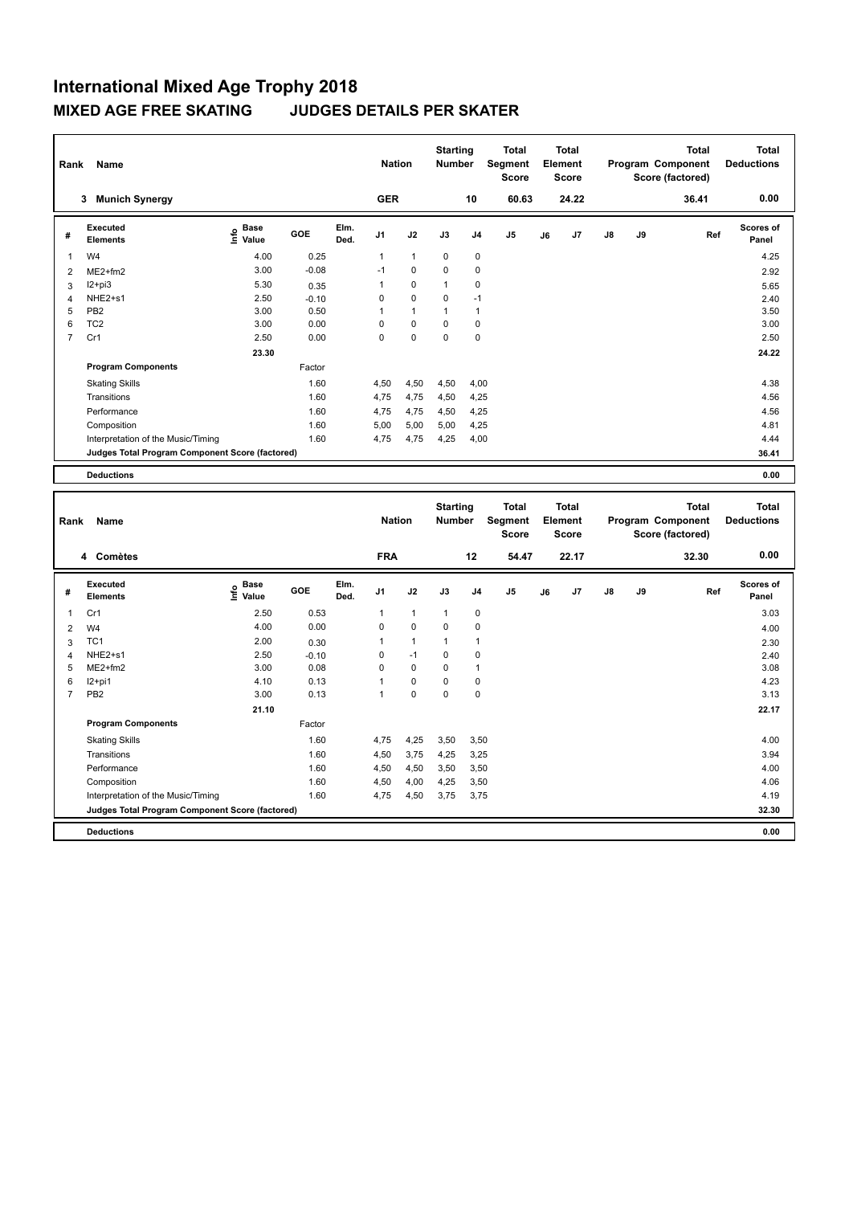# International Mixed Age Trophy 2018

## MIXED AGE FREE SKATING JUDGES DETAILS PER SKATER

| Rank | Name | Nation | Starting Number | Total Segment Score | Total Element Score | Total Program Component Score (factored) | Total Deductions |
|---|---|---|---|---|---|---|---|
| 3 | Munich Synergy | GER | 10 | 60.63 | 24.22 | 36.41 | 0.00 |

| # | Executed Elements | Info | Base Value | GOE | Elm. Ded. | J1 | J2 | J3 | J4 | J5 | J6 | J7 | J8 | J9 | Ref | Scores of Panel |
|---|---|---|---|---|---|---|---|---|---|---|---|---|---|---|---|---|
| 1 | W4 | | 4.00 | 0.25 | | 1 | 1 | 0 | 0 | | | | | | | 4.25 |
| 2 | ME2+fm2 | | 3.00 | -0.08 | | -1 | 0 | 0 | 0 | | | | | | | 2.92 |
| 3 | I2+pi3 | | 5.30 | 0.35 | | 1 | 0 | 1 | 0 | | | | | | | 5.65 |
| 4 | NHE2+s1 | | 2.50 | -0.10 | | 0 | 0 | 0 | -1 | | | | | | | 2.40 |
| 5 | PB2 | | 3.00 | 0.50 | | 1 | 1 | 1 | 1 | | | | | | | 3.50 |
| 6 | TC2 | | 3.00 | 0.00 | | 0 | 0 | 0 | 0 | | | | | | | 3.00 |
| 7 | Cr1 | | 2.50 | 0.00 | | 0 | 0 | 0 | 0 | | | | | | | 2.50 |
| | | | 23.30 | | | | | | | | | | | | | 24.22 |
| | **Program Components** | | | Factor | | | | | | | | | | | | |
| | Skating Skills | | | 1.60 | | 4,50 | 4,50 | 4,50 | 4,00 | | | | | | | 4.38 |
| | Transitions | | | 1.60 | | 4,75 | 4,75 | 4,50 | 4,25 | | | | | | | 4.56 |
| | Performance | | | 1.60 | | 4,75 | 4,75 | 4,50 | 4,25 | | | | | | | 4.56 |
| | Composition | | | 1.60 | | 5,00 | 5,00 | 5,00 | 4,25 | | | | | | | 4.81 |
| | Interpretation of the Music/Timing | | | 1.60 | | 4,75 | 4,75 | 4,25 | 4,00 | | | | | | | 4.44 |
| | **Judges Total Program Component Score (factored)** | | | | | | | | | | | | | | | 36.41 |
| | **Deductions** | | | | | | | | | | | | | | | 0.00 |

| Rank | Name | Nation | Starting Number | Total Segment Score | Total Element Score | Total Program Component Score (factored) | Total Deductions |
|---|---|---|---|---|---|---|---|
| 4 | Comètes | FRA | 12 | 54.47 | 22.17 | 32.30 | 0.00 |

| # | Executed Elements | Info | Base Value | GOE | Elm. Ded. | J1 | J2 | J3 | J4 | J5 | J6 | J7 | J8 | J9 | Ref | Scores of Panel |
|---|---|---|---|---|---|---|---|---|---|---|---|---|---|---|---|---|
| 1 | Cr1 | | 2.50 | 0.53 | | 1 | 1 | 1 | 0 | | | | | | | 3.03 |
| 2 | W4 | | 4.00 | 0.00 | | 0 | 0 | 0 | 0 | | | | | | | 4.00 |
| 3 | TC1 | | 2.00 | 0.30 | | 1 | 1 | 1 | 1 | | | | | | | 2.30 |
| 4 | NHE2+s1 | | 2.50 | -0.10 | | 0 | -1 | 0 | 0 | | | | | | | 2.40 |
| 5 | ME2+fm2 | | 3.00 | 0.08 | | 0 | 0 | 0 | 1 | | | | | | | 3.08 |
| 6 | I2+pi1 | | 4.10 | 0.13 | | 1 | 0 | 0 | 0 | | | | | | | 4.23 |
| 7 | PB2 | | 3.00 | 0.13 | | 1 | 0 | 0 | 0 | | | | | | | 3.13 |
| | | | 21.10 | | | | | | | | | | | | | 22.17 |
| | **Program Components** | | | Factor | | | | | | | | | | | | |
| | Skating Skills | | | 1.60 | | 4,75 | 4,25 | 3,50 | 3,50 | | | | | | | 4.00 |
| | Transitions | | | 1.60 | | 4,50 | 3,75 | 4,25 | 3,25 | | | | | | | 3.94 |
| | Performance | | | 1.60 | | 4,50 | 4,50 | 3,50 | 3,50 | | | | | | | 4.00 |
| | Composition | | | 1.60 | | 4,50 | 4,00 | 4,25 | 3,50 | | | | | | | 4.06 |
| | Interpretation of the Music/Timing | | | 1.60 | | 4,75 | 4,50 | 3,75 | 3,75 | | | | | | | 4.19 |
| | **Judges Total Program Component Score (factored)** | | | | | | | | | | | | | | | 32.30 |
| | **Deductions** | | | | | | | | | | | | | | | 0.00 |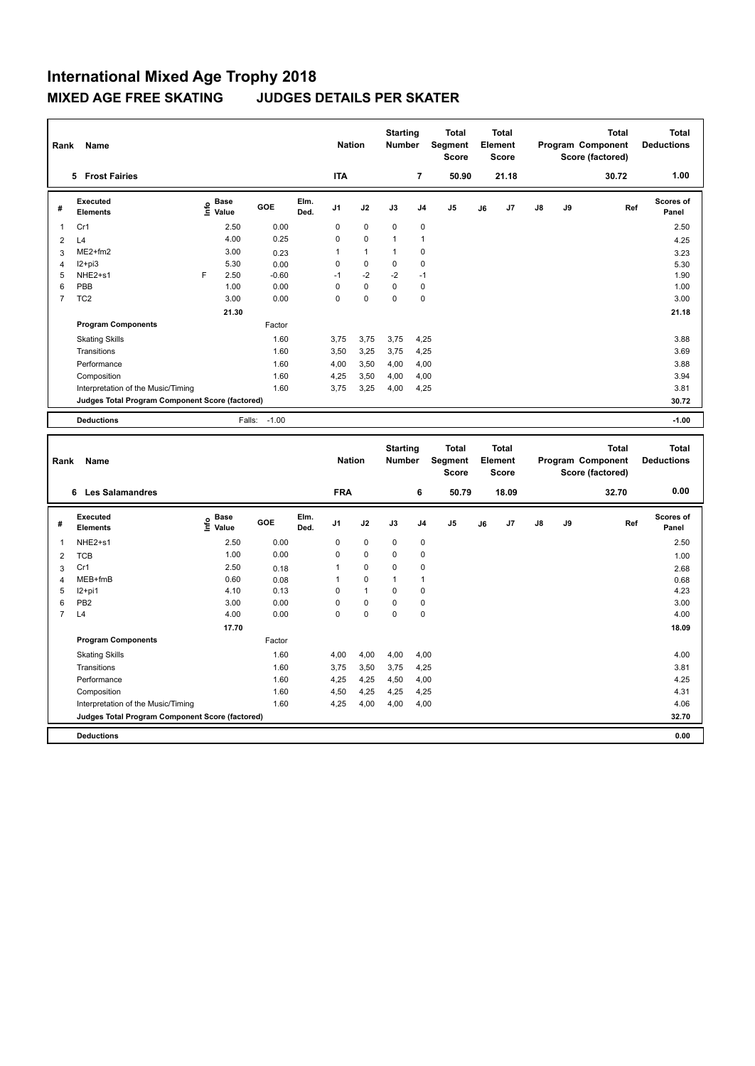# International Mixed Age Trophy 2018

## MIXED AGE FREE SKATING JUDGES DETAILS PER SKATER

| Rank | Name | Nation | Starting Number | Total Segment Score | Total Element Score | Total Program Component Score (factored) | Total Deductions |
|---|---|---|---|---|---|---|---|
| 5 | Frost Fairies | ITA | 7 | 50.90 | 21.18 | 30.72 | 1.00 |

| # | Executed Elements | Info | Base Value | GOE | Elm. Ded. | J1 | J2 | J3 | J4 | J5 | J6 | J7 | J8 | J9 | Ref | Scores of Panel |
|---|---|---|---|---|---|---|---|---|---|---|---|---|---|---|---|---|
| 1 | Cr1 | | 2.50 | 0.00 | | 0 | 0 | 0 | 0 | | | | | | | 2.50 |
| 2 | L4 | | 4.00 | 0.25 | | 0 | 0 | 1 | 1 | | | | | | | 4.25 |
| 3 | ME2+fm2 | | 3.00 | 0.23 | | 1 | 1 | 1 | 0 | | | | | | | 3.23 |
| 4 | I2+pi3 | | 5.30 | 0.00 | | 0 | 0 | 0 | 0 | | | | | | | 5.30 |
| 5 | NHE2+s1 | F | 2.50 | -0.60 | | -1 | -2 | -2 | -1 | | | | | | | 1.90 |
| 6 | PBB | | 1.00 | 0.00 | | 0 | 0 | 0 | 0 | | | | | | | 1.00 |
| 7 | TC2 | | 3.00 | 0.00 | | 0 | 0 | 0 | 0 | | | | | | | 3.00 |
| | | | 21.30 | | | | | | | | | | | | | 21.18 |

| Program Components | Factor | J1 | J2 | J3 | J4 | Scores of Panel |
|---|---|---|---|---|---|---|
| Skating Skills | 1.60 | 3,75 | 3,75 | 3,75 | 4,25 | 3.88 |
| Transitions | 1.60 | 3,50 | 3,25 | 3,75 | 4,25 | 3.69 |
| Performance | 1.60 | 4,00 | 3,50 | 4,00 | 4,00 | 3.88 |
| Composition | 1.60 | 4,25 | 3,50 | 4,00 | 4,00 | 3.94 |
| Interpretation of the Music/Timing | 1.60 | 3,75 | 3,25 | 4,00 | 4,25 | 3.81 |
| Judges Total Program Component Score (factored) | | | | | | 30.72 |

| Deductions | Falls: -1.00 | -1.00 |
|---|---|---|

| Rank | Name | Nation | Starting Number | Total Segment Score | Total Element Score | Total Program Component Score (factored) | Total Deductions |
|---|---|---|---|---|---|---|---|
| 6 | Les Salamandres | FRA | 6 | 50.79 | 18.09 | 32.70 | 0.00 |

| # | Executed Elements | Info | Base Value | GOE | Elm. Ded. | J1 | J2 | J3 | J4 | J5 | J6 | J7 | J8 | J9 | Ref | Scores of Panel |
|---|---|---|---|---|---|---|---|---|---|---|---|---|---|---|---|---|
| 1 | NHE2+s1 | | 2.50 | 0.00 | | 0 | 0 | 0 | 0 | | | | | | | 2.50 |
| 2 | TCB | | 1.00 | 0.00 | | 0 | 0 | 0 | 0 | | | | | | | 1.00 |
| 3 | Cr1 | | 2.50 | 0.18 | | 1 | 0 | 0 | 0 | | | | | | | 2.68 |
| 4 | MEB+fmB | | 0.60 | 0.08 | | 1 | 0 | 1 | 1 | | | | | | | 0.68 |
| 5 | I2+pi1 | | 4.10 | 0.13 | | 0 | 1 | 0 | 0 | | | | | | | 4.23 |
| 6 | PB2 | | 3.00 | 0.00 | | 0 | 0 | 0 | 0 | | | | | | | 3.00 |
| 7 | L4 | | 4.00 | 0.00 | | 0 | 0 | 0 | 0 | | | | | | | 4.00 |
| | | | 17.70 | | | | | | | | | | | | | 18.09 |

| Program Components | Factor | J1 | J2 | J3 | J4 | Scores of Panel |
|---|---|---|---|---|---|---|
| Skating Skills | 1.60 | 4,00 | 4,00 | 4,00 | 4,00 | 4.00 |
| Transitions | 1.60 | 3,75 | 3,50 | 3,75 | 4,25 | 3.81 |
| Performance | 1.60 | 4,25 | 4,25 | 4,50 | 4,00 | 4.25 |
| Composition | 1.60 | 4,50 | 4,25 | 4,25 | 4,25 | 4.31 |
| Interpretation of the Music/Timing | 1.60 | 4,25 | 4,00 | 4,00 | 4,00 | 4.06 |
| Judges Total Program Component Score (factored) | | | | | | 32.70 |

| Deductions | | 0.00 |
|---|---|---|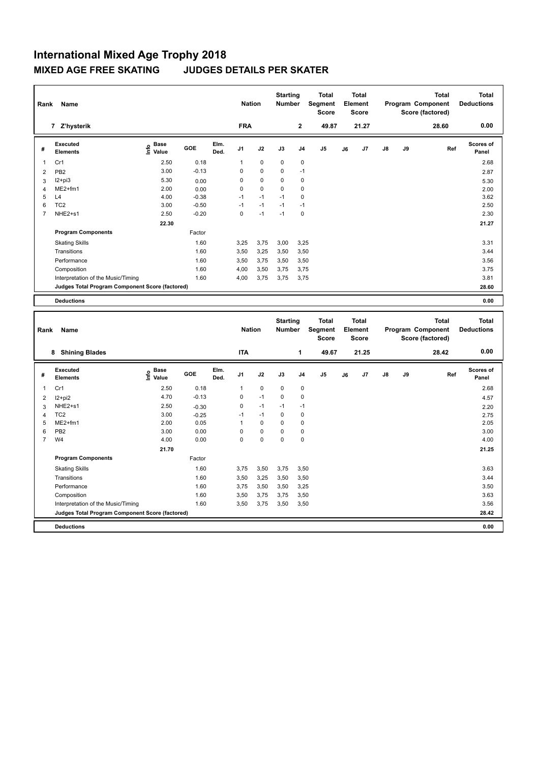# International Mixed Age Trophy 2018

## MIXED AGE FREE SKATING JUDGES DETAILS PER SKATER

| Rank | Name | Nation | Starting Number | Total Segment Score | Total Element Score | Total Program Component Score (factored) | Total Deductions |
|---|---|---|---|---|---|---|---|
| 7 | Z'hysterik | FRA | 2 | 49.87 | 21.27 | 28.60 | 0.00 |

| # | Executed Elements | Info | Base Value | GOE | Elm. Ded. | J1 | J2 | J3 | J4 | J5 | J6 | J7 | J8 | J9 | Ref | Scores of Panel |
|---|---|---|---|---|---|---|---|---|---|---|---|---|---|---|---|---|
| 1 | Cr1 | | 2.50 | 0.18 | | 1 | 0 | 0 | 0 | | | | | | | 2.68 |
| 2 | PB2 | | 3.00 | -0.13 | | 0 | 0 | 0 | -1 | | | | | | | 2.87 |
| 3 | I2+pi3 | | 5.30 | 0.00 | | 0 | 0 | 0 | 0 | | | | | | | 5.30 |
| 4 | ME2+fm1 | | 2.00 | 0.00 | | 0 | 0 | 0 | 0 | | | | | | | 2.00 |
| 5 | L4 | | 4.00 | -0.38 | | -1 | -1 | -1 | 0 | | | | | | | 3.62 |
| 6 | TC2 | | 3.00 | -0.50 | | -1 | -1 | -1 | -1 | | | | | | | 2.50 |
| 7 | NHE2+s1 | | 2.50 | -0.20 | | 0 | -1 | -1 | 0 | | | | | | | 2.30 |
| | | | 22.30 | | | | | | | | | | | | | 21.27 |

| Program Components | Factor | J1 | J2 | J3 | J4 | J5 | J6 | J7 | J8 | J9 | Scores of Panel |
|---|---|---|---|---|---|---|---|---|---|---|---|
| Skating Skills | 1.60 | 3,25 | 3,75 | 3,00 | 3,25 | | | | | | 3.31 |
| Transitions | 1.60 | 3,50 | 3,25 | 3,50 | 3,50 | | | | | | 3.44 |
| Performance | 1.60 | 3,50 | 3,75 | 3,50 | 3,50 | | | | | | 3.56 |
| Composition | 1.60 | 4,00 | 3,50 | 3,75 | 3,75 | | | | | | 3.75 |
| Interpretation of the Music/Timing | 1.60 | 4,00 | 3,75 | 3,75 | 3,75 | | | | | | 3.81 |
| Judges Total Program Component Score (factored) | | | | | | | | | | | 28.60 |

| Deductions | 0.00 |
|---|---|

| Rank | Name | Nation | Starting Number | Total Segment Score | Total Element Score | Total Program Component Score (factored) | Total Deductions |
|---|---|---|---|---|---|---|---|
| 8 | Shining Blades | ITA | 1 | 49.67 | 21.25 | 28.42 | 0.00 |

| # | Executed Elements | Info | Base Value | GOE | Elm. Ded. | J1 | J2 | J3 | J4 | J5 | J6 | J7 | J8 | J9 | Ref | Scores of Panel |
|---|---|---|---|---|---|---|---|---|---|---|---|---|---|---|---|---|
| 1 | Cr1 | | 2.50 | 0.18 | | 1 | 0 | 0 | 0 | | | | | | | 2.68 |
| 2 | I2+pi2 | | 4.70 | -0.13 | | 0 | -1 | 0 | 0 | | | | | | | 4.57 |
| 3 | NHE2+s1 | | 2.50 | -0.30 | | 0 | -1 | -1 | -1 | | | | | | | 2.20 |
| 4 | TC2 | | 3.00 | -0.25 | | -1 | -1 | 0 | 0 | | | | | | | 2.75 |
| 5 | ME2+fm1 | | 2.00 | 0.05 | | 1 | 0 | 0 | 0 | | | | | | | 2.05 |
| 6 | PB2 | | 3.00 | 0.00 | | 0 | 0 | 0 | 0 | | | | | | | 3.00 |
| 7 | W4 | | 4.00 | 0.00 | | 0 | 0 | 0 | 0 | | | | | | | 4.00 |
| | | | 21.70 | | | | | | | | | | | | | 21.25 |

| Program Components | Factor | J1 | J2 | J3 | J4 | J5 | J6 | J7 | J8 | J9 | Scores of Panel |
|---|---|---|---|---|---|---|---|---|---|---|---|
| Skating Skills | 1.60 | 3,75 | 3,50 | 3,75 | 3,50 | | | | | | 3.63 |
| Transitions | 1.60 | 3,50 | 3,25 | 3,50 | 3,50 | | | | | | 3.44 |
| Performance | 1.60 | 3,75 | 3,50 | 3,50 | 3,25 | | | | | | 3.50 |
| Composition | 1.60 | 3,50 | 3,75 | 3,75 | 3,50 | | | | | | 3.63 |
| Interpretation of the Music/Timing | 1.60 | 3,50 | 3,75 | 3,50 | 3,50 | | | | | | 3.56 |
| Judges Total Program Component Score (factored) | | | | | | | | | | | 28.42 |

| Deductions | 0.00 |
|---|---|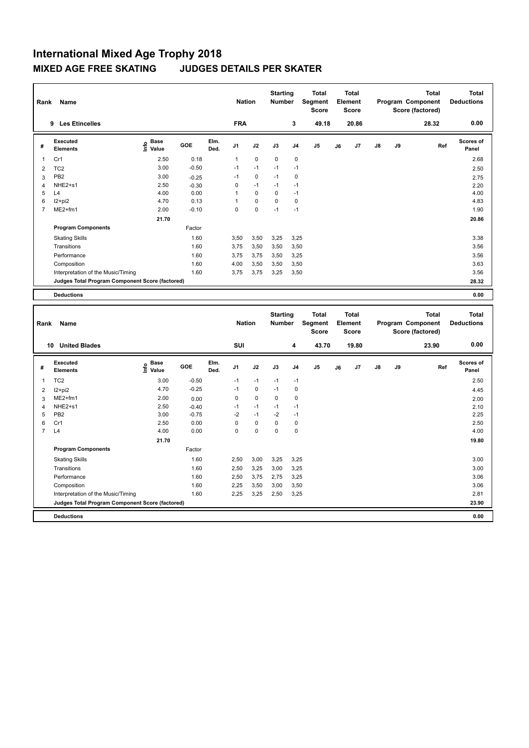# International Mixed Age Trophy 2018

## MIXED AGE FREE SKATING JUDGES DETAILS PER SKATER

| Rank | Name | Nation | Starting Number | Total Segment Score | Total Element Score | Total Program Component Score (factored) | Total Deductions |
|---|---|---|---|---|---|---|---|
| 9 | Les Etincelles | FRA | 3 | 49.18 | 20.86 | 28.32 | 0.00 |

| # | Executed Elements | Info | Base Value | GOE | Elm. Ded. | J1 | J2 | J3 | J4 | J5 | J6 | J7 | J8 | J9 | Ref | Scores of Panel |
|---|---|---|---|---|---|---|---|---|---|---|---|---|---|---|---|---|
| 1 | Cr1 | | 2.50 | 0.18 | | 1 | 0 | 0 | 0 | | | | | | | 2.68 |
| 2 | TC2 | | 3.00 | -0.50 | | -1 | -1 | -1 | -1 | | | | | | | 2.50 |
| 3 | PB2 | | 3.00 | -0.25 | | -1 | 0 | -1 | 0 | | | | | | | 2.75 |
| 4 | NHE2+s1 | | 2.50 | -0.30 | | 0 | -1 | -1 | -1 | | | | | | | 2.20 |
| 5 | L4 | | 4.00 | 0.00 | | 1 | 0 | 0 | -1 | | | | | | | 4.00 |
| 6 | I2+pi2 | | 4.70 | 0.13 | | 1 | 0 | 0 | 0 | | | | | | | 4.83 |
| 7 | ME2+fm1 | | 2.00 | -0.10 | | 0 | 0 | -1 | -1 | | | | | | | 1.90 |
| | | | 21.70 | | | | | | | | | | | | | 20.86 |

| Program Components | Factor | J1 | J2 | J3 | J4 | J5 | J6 | J7 | J8 | J9 | Scores of Panel |
|---|---|---|---|---|---|---|---|---|---|---|---|
| Skating Skills | 1.60 | 3,50 | 3,50 | 3,25 | 3,25 | | | | | | 3.38 |
| Transitions | 1.60 | 3,75 | 3,50 | 3,50 | 3,50 | | | | | | 3.56 |
| Performance | 1.60 | 3,75 | 3,75 | 3,50 | 3,25 | | | | | | 3.56 |
| Composition | 1.60 | 4,00 | 3,50 | 3,50 | 3,50 | | | | | | 3.63 |
| Interpretation of the Music/Timing | 1.60 | 3,75 | 3,75 | 3,25 | 3,50 | | | | | | 3.56 |
| Judges Total Program Component Score (factored) | | | | | | | | | | | 28.32 |

**Deductions** 0.00

| Rank | Name | Nation | Starting Number | Total Segment Score | Total Element Score | Total Program Component Score (factored) | Total Deductions |
|---|---|---|---|---|---|---|---|
| 10 | United Blades | SUI | 4 | 43.70 | 19.80 | 23.90 | 0.00 |

| # | Executed Elements | Info | Base Value | GOE | Elm. Ded. | J1 | J2 | J3 | J4 | J5 | J6 | J7 | J8 | J9 | Ref | Scores of Panel |
|---|---|---|---|---|---|---|---|---|---|---|---|---|---|---|---|---|
| 1 | TC2 | | 3.00 | -0.50 | | -1 | -1 | -1 | -1 | | | | | | | 2.50 |
| 2 | I2+pi2 | | 4.70 | -0.25 | | -1 | 0 | -1 | 0 | | | | | | | 4.45 |
| 3 | ME2+fm1 | | 2.00 | 0.00 | | 0 | 0 | 0 | 0 | | | | | | | 2.00 |
| 4 | NHE2+s1 | | 2.50 | -0.40 | | -1 | -1 | -1 | -1 | | | | | | | 2.10 |
| 5 | PB2 | | 3.00 | -0.75 | | -2 | -1 | -2 | -1 | | | | | | | 2.25 |
| 6 | Cr1 | | 2.50 | 0.00 | | 0 | 0 | 0 | 0 | | | | | | | 2.50 |
| 7 | L4 | | 4.00 | 0.00 | | 0 | 0 | 0 | 0 | | | | | | | 4.00 |
| | | | 21.70 | | | | | | | | | | | | | 19.80 |

| Program Components | Factor | J1 | J2 | J3 | J4 | J5 | J6 | J7 | J8 | J9 | Scores of Panel |
|---|---|---|---|---|---|---|---|---|---|---|---|
| Skating Skills | 1.60 | 2,50 | 3,00 | 3,25 | 3,25 | | | | | | 3.00 |
| Transitions | 1.60 | 2,50 | 3,25 | 3,00 | 3,25 | | | | | | 3.00 |
| Performance | 1.60 | 2,50 | 3,75 | 2,75 | 3,25 | | | | | | 3.06 |
| Composition | 1.60 | 2,25 | 3,50 | 3,00 | 3,50 | | | | | | 3.06 |
| Interpretation of the Music/Timing | 1.60 | 2,25 | 3,25 | 2,50 | 3,25 | | | | | | 2.81 |
| Judges Total Program Component Score (factored) | | | | | | | | | | | 23.90 |

**Deductions** 0.00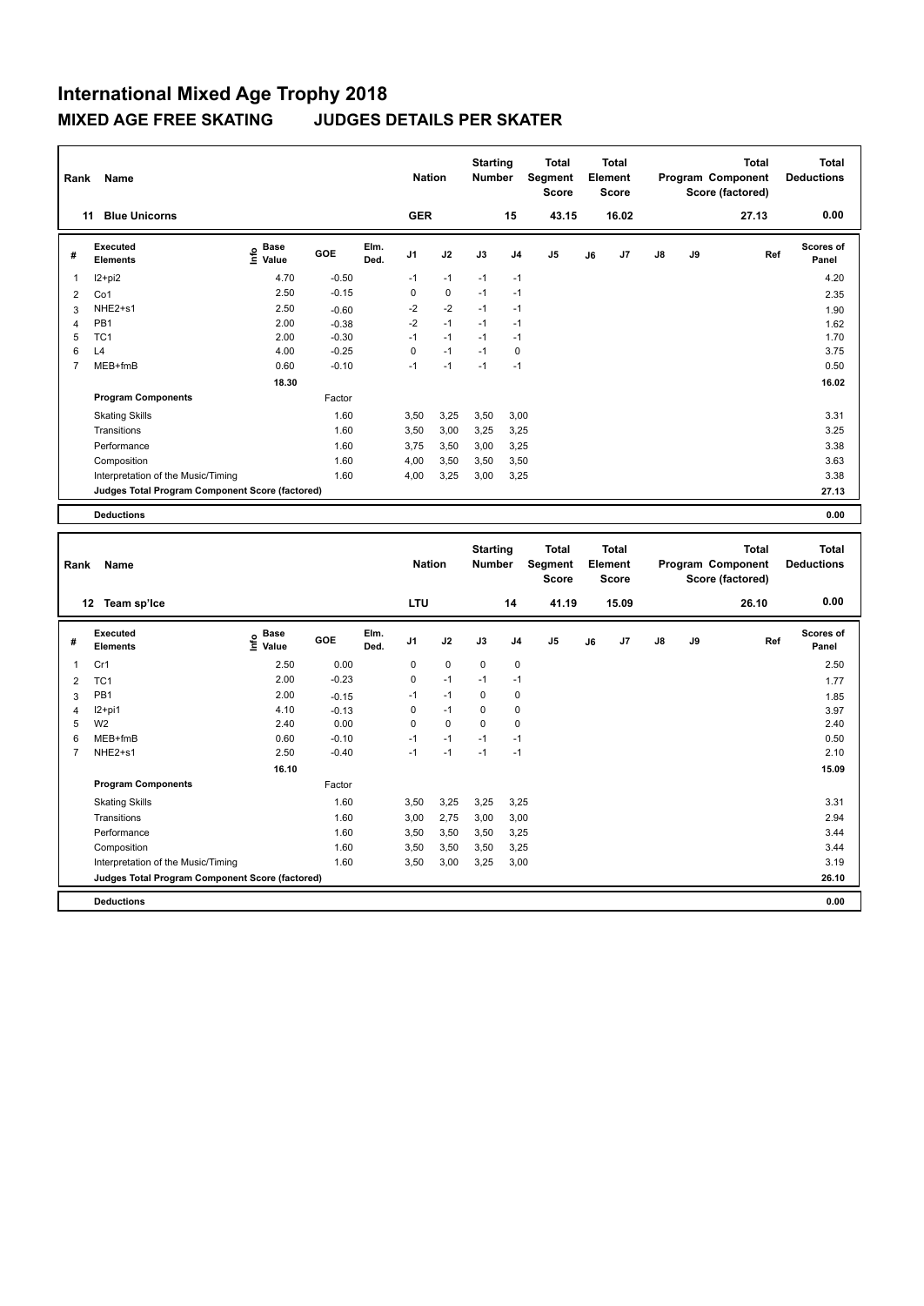# International Mixed Age Trophy 2018

## MIXED AGE FREE SKATING JUDGES DETAILS PER SKATER

| Rank | Name | Nation | Starting Number | Total Segment Score | Total Element Score | Total Program Component Score (factored) | Total Deductions |
|---|---|---|---|---|---|---|---|
| 11 | Blue Unicorns | GER | 15 | 43.15 | 16.02 | 27.13 | 0.00 |

| # | Executed Elements | Info | Base Value | GOE | Elm. Ded. | J1 | J2 | J3 | J4 | J5 | J6 | J7 | J8 | J9 | Ref | Scores of Panel |
|---|---|---|---|---|---|---|---|---|---|---|---|---|---|---|---|---|
| 1 | I2+pi2 | | 4.70 | -0.50 | | -1 | -1 | -1 | -1 | | | | | | | 4.20 |
| 2 | Co1 | | 2.50 | -0.15 | | 0 | 0 | -1 | -1 | | | | | | | 2.35 |
| 3 | NHE2+s1 | | 2.50 | -0.60 | | -2 | -2 | -1 | -1 | | | | | | | 1.90 |
| 4 | PB1 | | 2.00 | -0.38 | | -2 | -1 | -1 | -1 | | | | | | | 1.62 |
| 5 | TC1 | | 2.00 | -0.30 | | -1 | -1 | -1 | -1 | | | | | | | 1.70 |
| 6 | L4 | | 4.00 | -0.25 | | 0 | -1 | -1 | 0 | | | | | | | 3.75 |
| 7 | MEB+fmB | | 0.60 | -0.10 | | -1 | -1 | -1 | -1 | | | | | | | 0.50 |
| | | | 18.30 | | | | | | | | | | | | | 16.02 |
| | **Program Components** | | | Factor | | | | | | | | | | | | |
| | Skating Skills | | | 1.60 | | 3,50 | 3,25 | 3,50 | 3,00 | | | | | | | 3.31 |
| | Transitions | | | 1.60 | | 3,50 | 3,00 | 3,25 | 3,25 | | | | | | | 3.25 |
| | Performance | | | 1.60 | | 3,75 | 3,50 | 3,00 | 3,25 | | | | | | | 3.38 |
| | Composition | | | 1.60 | | 4,00 | 3,50 | 3,50 | 3,50 | | | | | | | 3.63 |
| | Interpretation of the Music/Timing | | | 1.60 | | 4,00 | 3,25 | 3,00 | 3,25 | | | | | | | 3.38 |
| | **Judges Total Program Component Score (factored)** | | | | | | | | | | | | | | | 27.13 |
| | **Deductions** | | | | | | | | | | | | | | | 0.00 |

| Rank | Name | Nation | Starting Number | Total Segment Score | Total Element Score | Total Program Component Score (factored) | Total Deductions |
|---|---|---|---|---|---|---|---|
| 12 | Team sp'Ice | LTU | 14 | 41.19 | 15.09 | 26.10 | 0.00 |

| # | Executed Elements | Info | Base Value | GOE | Elm. Ded. | J1 | J2 | J3 | J4 | J5 | J6 | J7 | J8 | J9 | Ref | Scores of Panel |
|---|---|---|---|---|---|---|---|---|---|---|---|---|---|---|---|---|
| 1 | Cr1 | | 2.50 | 0.00 | | 0 | 0 | 0 | 0 | | | | | | | 2.50 |
| 2 | TC1 | | 2.00 | -0.23 | | 0 | -1 | -1 | -1 | | | | | | | 1.77 |
| 3 | PB1 | | 2.00 | -0.15 | | -1 | -1 | 0 | 0 | | | | | | | 1.85 |
| 4 | I2+pi1 | | 4.10 | -0.13 | | 0 | -1 | 0 | 0 | | | | | | | 3.97 |
| 5 | W2 | | 2.40 | 0.00 | | 0 | 0 | 0 | 0 | | | | | | | 2.40 |
| 6 | MEB+fmB | | 0.60 | -0.10 | | -1 | -1 | -1 | -1 | | | | | | | 0.50 |
| 7 | NHE2+s1 | | 2.50 | -0.40 | | -1 | -1 | -1 | -1 | | | | | | | 2.10 |
| | | | 16.10 | | | | | | | | | | | | | 15.09 |
| | **Program Components** | | | Factor | | | | | | | | | | | | |
| | Skating Skills | | | 1.60 | | 3,50 | 3,25 | 3,25 | 3,25 | | | | | | | 3.31 |
| | Transitions | | | 1.60 | | 3,00 | 2,75 | 3,00 | 3,00 | | | | | | | 2.94 |
| | Performance | | | 1.60 | | 3,50 | 3,50 | 3,50 | 3,25 | | | | | | | 3.44 |
| | Composition | | | 1.60 | | 3,50 | 3,50 | 3,50 | 3,25 | | | | | | | 3.44 |
| | Interpretation of the Music/Timing | | | 1.60 | | 3,50 | 3,00 | 3,25 | 3,00 | | | | | | | 3.19 |
| | **Judges Total Program Component Score (factored)** | | | | | | | | | | | | | | | 26.10 |
| | **Deductions** | | | | | | | | | | | | | | | 0.00 |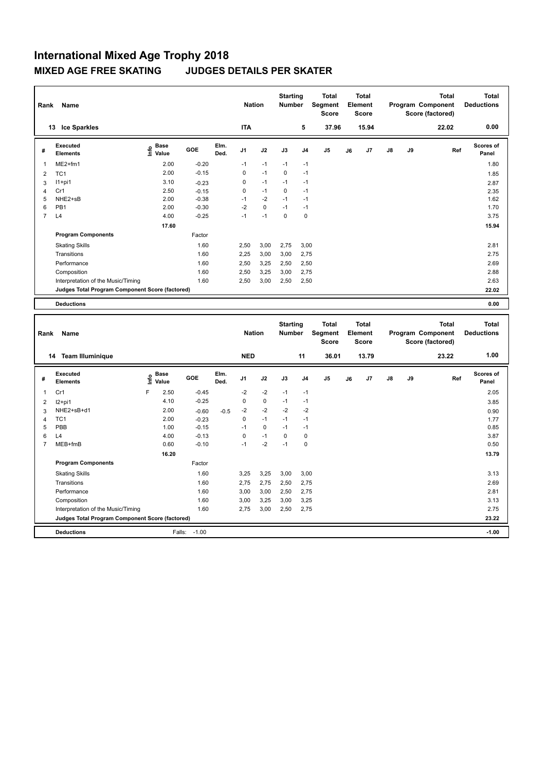# International Mixed Age Trophy 2018

## MIXED AGE FREE SKATING JUDGES DETAILS PER SKATER

| Rank | Name | Nation | Starting Number | Total Segment Score | Total Element Score | Total Program Component Score (factored) | Total Deductions |
|---|---|---|---|---|---|---|---|
| 13 | Ice Sparkles | ITA | 5 | 37.96 | 15.94 | 22.02 | 0.00 |

| # | Executed Elements | Info | Base Value | GOE | Elm. Ded. | J1 | J2 | J3 | J4 | J5 | J6 | J7 | J8 | J9 | Ref | Scores of Panel |
|---|---|---|---|---|---|---|---|---|---|---|---|---|---|---|---|---|
| 1 | ME2+fm1 | | 2.00 | -0.20 | | -1 | -1 | -1 | -1 | | | | | | | 1.80 |
| 2 | TC1 | | 2.00 | -0.15 | | 0 | -1 | 0 | -1 | | | | | | | 1.85 |
| 3 | I1+pi1 | | 3.10 | -0.23 | | 0 | -1 | -1 | -1 | | | | | | | 2.87 |
| 4 | Cr1 | | 2.50 | -0.15 | | 0 | -1 | 0 | -1 | | | | | | | 2.35 |
| 5 | NHE2+sB | | 2.00 | -0.38 | | -1 | -2 | -1 | -1 | | | | | | | 1.62 |
| 6 | PB1 | | 2.00 | -0.30 | | -2 | 0 | -1 | -1 | | | | | | | 1.70 |
| 7 | L4 | | 4.00 | -0.25 | | -1 | -1 | 0 | 0 | | | | | | | 3.75 |
| | | | 17.60 | | | | | | | | | | | | | 15.94 |

| Program Components | Factor | J1 | J2 | J3 | J4 | J5 | J6 | J7 | J8 | J9 | Scores of Panel |
|---|---|---|---|---|---|---|---|---|---|---|---|
| Skating Skills | 1.60 | 2,50 | 3,00 | 2,75 | 3,00 | | | | | | 2.81 |
| Transitions | 1.60 | 2,25 | 3,00 | 3,00 | 2,75 | | | | | | 2.75 |
| Performance | 1.60 | 2,50 | 3,25 | 2,50 | 2,50 | | | | | | 2.69 |
| Composition | 1.60 | 2,50 | 3,25 | 3,00 | 2,75 | | | | | | 2.88 |
| Interpretation of the Music/Timing | 1.60 | 2,50 | 3,00 | 2,50 | 2,50 | | | | | | 2.63 |
| Judges Total Program Component Score (factored) | | | | | | | | | | | 22.02 |

**Deductions** 0.00

| Rank | Name | Nation | Starting Number | Total Segment Score | Total Element Score | Total Program Component Score (factored) | Total Deductions |
|---|---|---|---|---|---|---|---|
| 14 | Team Illuminique | NED | 11 | 36.01 | 13.79 | 23.22 | 1.00 |

| # | Executed Elements | Info | Base Value | GOE | Elm. Ded. | J1 | J2 | J3 | J4 | J5 | J6 | J7 | J8 | J9 | Ref | Scores of Panel |
|---|---|---|---|---|---|---|---|---|---|---|---|---|---|---|---|---|
| 1 | Cr1 | F | 2.50 | -0.45 | | -2 | -2 | -1 | -1 | | | | | | | 2.05 |
| 2 | I2+pi1 | | 4.10 | -0.25 | | 0 | 0 | -1 | -1 | | | | | | | 3.85 |
| 3 | NHE2+sB+d1 | | 2.00 | -0.60 | -0.5 | -2 | -2 | -2 | -2 | | | | | | | 0.90 |
| 4 | TC1 | | 2.00 | -0.23 | | 0 | -1 | -1 | -1 | | | | | | | 1.77 |
| 5 | PBB | | 1.00 | -0.15 | | -1 | 0 | -1 | -1 | | | | | | | 0.85 |
| 6 | L4 | | 4.00 | -0.13 | | 0 | -1 | 0 | 0 | | | | | | | 3.87 |
| 7 | MEB+fmB | | 0.60 | -0.10 | | -1 | -2 | -1 | 0 | | | | | | | 0.50 |
| | | | 16.20 | | | | | | | | | | | | | 13.79 |

| Program Components | Factor | J1 | J2 | J3 | J4 | J5 | J6 | J7 | J8 | J9 | Scores of Panel |
|---|---|---|---|---|---|---|---|---|---|---|---|
| Skating Skills | 1.60 | 3,25 | 3,25 | 3,00 | 3,00 | | | | | | 3.13 |
| Transitions | 1.60 | 2,75 | 2,75 | 2,50 | 2,75 | | | | | | 2.69 |
| Performance | 1.60 | 3,00 | 3,00 | 2,50 | 2,75 | | | | | | 2.81 |
| Composition | 1.60 | 3,00 | 3,25 | 3,00 | 3,25 | | | | | | 3.13 |
| Interpretation of the Music/Timing | 1.60 | 2,75 | 3,00 | 2,50 | 2,75 | | | | | | 2.75 |
| Judges Total Program Component Score (factored) | | | | | | | | | | | 23.22 |

**Deductions** Falls: -1.00 **-1.00**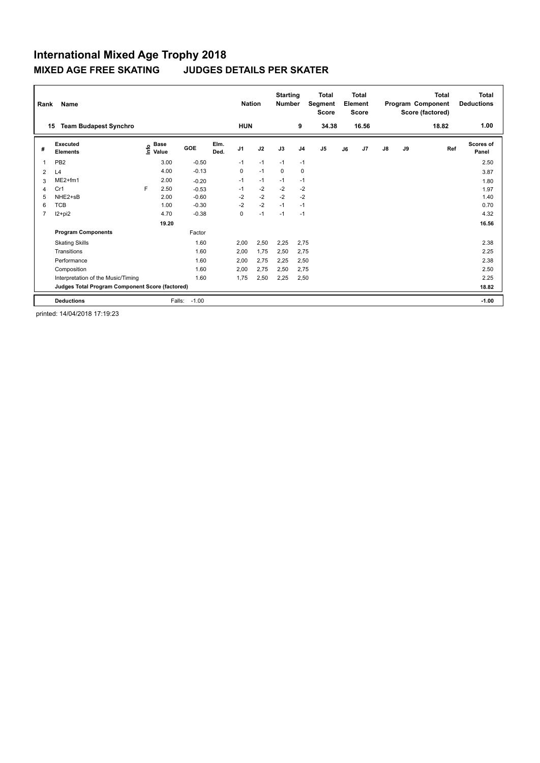# International Mixed Age Trophy 2018

## MIXED AGE FREE SKATING    JUDGES DETAILS PER SKATER

| Rank | Name | Nation | Starting Number | Total Segment Score | Total Element Score | Total Program Component Score (factored) | Total Deductions |
|---|---|---|---|---|---|---|---|
| 15 | Team Budapest Synchro | HUN | 9 | 34.38 | 16.56 | 18.82 | 1.00 |

| # | Executed Elements | Info | Base Value | GOE | Elm. Ded. | J1 | J2 | J3 | J4 | J5 | J6 | J7 | J8 | J9 | Ref | Scores of Panel |
|---|---|---|---|---|---|---|---|---|---|---|---|---|---|---|---|---|
| 1 | PB2 | | 3.00 | -0.50 | | -1 | -1 | -1 | -1 | | | | | | | 2.50 |
| 2 | L4 | | 4.00 | -0.13 | | 0 | -1 | 0 | 0 | | | | | | | 3.87 |
| 3 | ME2+fm1 | | 2.00 | -0.20 | | -1 | -1 | -1 | -1 | | | | | | | 1.80 |
| 4 | Cr1 | F | 2.50 | -0.53 | | -1 | -2 | -2 | -2 | | | | | | | 1.97 |
| 5 | NHE2+sB | | 2.00 | -0.60 | | -2 | -2 | -2 | -2 | | | | | | | 1.40 |
| 6 | TCB | | 1.00 | -0.30 | | -2 | -2 | -1 | -1 | | | | | | | 0.70 |
| 7 | I2+pi2 | | 4.70 | -0.38 | | 0 | -1 | -1 | -1 | | | | | | | 4.32 |
| | | | 19.20 | | | | | | | | | | | | | 16.56 |
| | **Program Components** | | | Factor | | | | | | | | | | | | |
| | Skating Skills | | | 1.60 | | 2,00 | 2,50 | 2,25 | 2,75 | | | | | | | 2.38 |
| | Transitions | | | 1.60 | | 2,00 | 1,75 | 2,50 | 2,75 | | | | | | | 2.25 |
| | Performance | | | 1.60 | | 2,00 | 2,75 | 2,25 | 2,50 | | | | | | | 2.38 |
| | Composition | | | 1.60 | | 2,00 | 2,75 | 2,50 | 2,75 | | | | | | | 2.50 |
| | Interpretation of the Music/Timing | | | 1.60 | | 1,75 | 2,50 | 2,25 | 2,50 | | | | | | | 2.25 |
| | **Judges Total Program Component Score (factored)** | | | | | | | | | | | | | | | 18.82 |
| | **Deductions** | | Falls: | -1.00 | | | | | | | | | | | | -1.00 |

printed: 14/04/2018 17:19:23